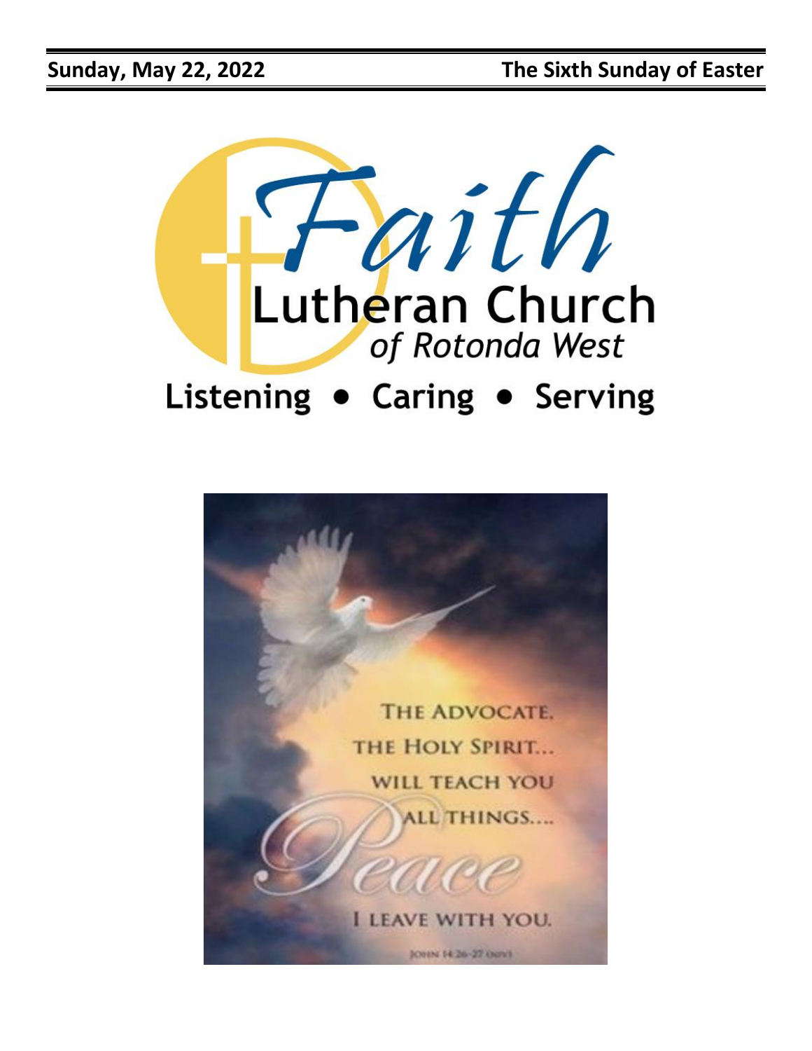**Sunday, May 22, 2022** **The Sixth Sunday of Easter**

# Faith Lutheran Church

*of Rotonda West*

## Listening • Caring • Serving

THE ADVOCATE, THE HOLY SPIRIT... WILL TEACH YOU ALL THINGS....

*Peace* I LEAVE WITH YOU.

JOHN 14:26-27 (NIV)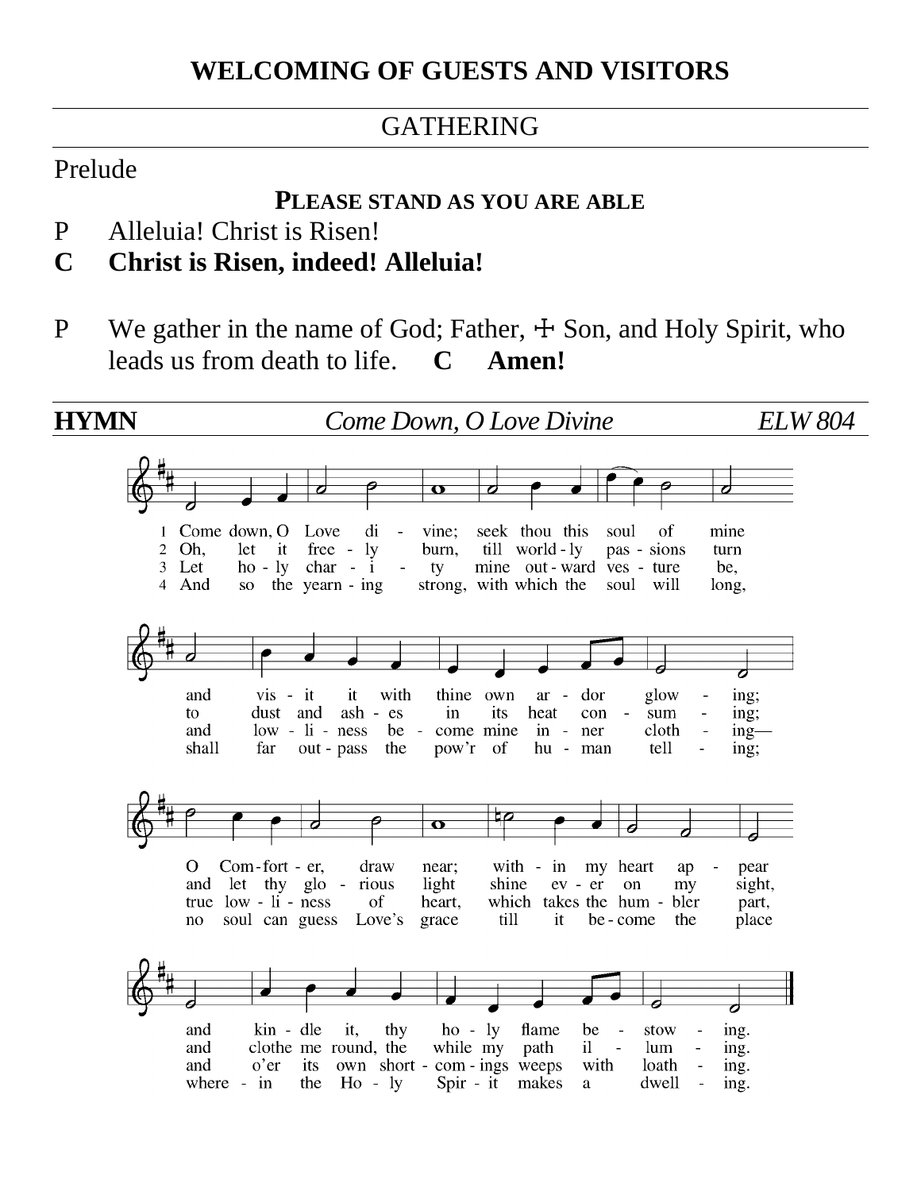## WELCOMING OF GUESTS AND VISITORS

---

GATHERING

---

Prelude

**PLEASE STAND AS YOU ARE ABLE**

P Alleluia! Christ is Risen!
**C Christ is Risen, indeed! Alleluia!**

P We gather in the name of God; Father, ☩ Son, and Holy Spirit, who leads us from death to life. **C Amen!**

---

**HYMN** *Come Down, O Love Divine* *ELW 804*

1 Come down, O Love divine; seek thou this soul of mine and visit it with thine own ardor glowing; O Comforter, draw near; within my heart appear and kindle it, thy holy flame bestowing.

2 Oh, let it freely burn, till worldly passions turn to dust and ashes in its heat consuming; and let thy glorious light shine ever on my sight, and clothe me round, the while my path illuming.

3 Let holy charity mine outward vesture be, and lowliness become mine inner clothing— true lowliness of heart, which takes the humbler part, and o'er its own shortcomings weeps with loathing.

4 And so the yearning strong, with which the soul will long, shall far outpass the pow'r of human telling; no soul can guess Love's grace till it become the place wherein the Holy Spirit makes a dwelling.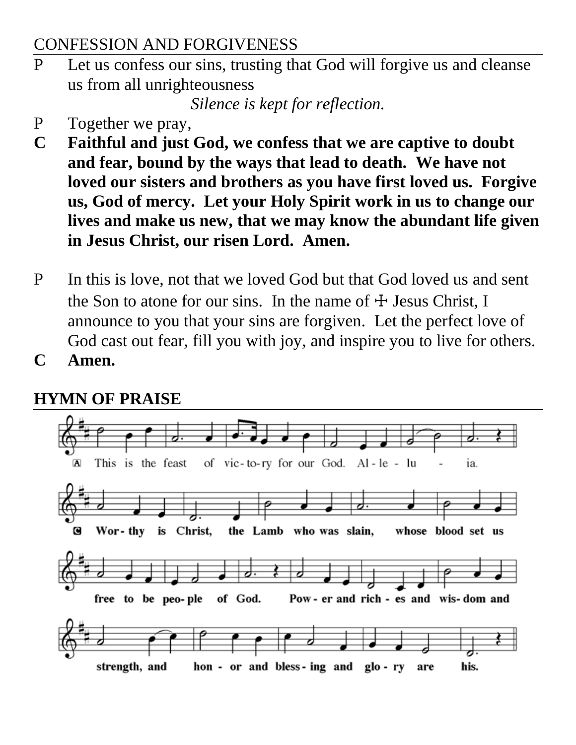CONFESSION AND FORGIVENESS

P Let us confess our sins, trusting that God will forgive us and cleanse us from all unrighteousness

*Silence is kept for reflection.*

P Together we pray,

**C Faithful and just God, we confess that we are captive to doubt and fear, bound by the ways that lead to death. We have not loved our sisters and brothers as you have first loved us. Forgive us, God of mercy. Let your Holy Spirit work in us to change our lives and make us new, that we may know the abundant life given in Jesus Christ, our risen Lord. Amen.**

P In this is love, not that we loved God but that God loved us and sent the Son to atone for our sins. In the name of ☩ Jesus Christ, I announce to you that your sins are forgiven. Let the perfect love of God cast out fear, fill you with joy, and inspire you to live for others.

**C Amen.**

## HYMN OF PRAISE

A This is the feast of vic-to-ry for our God. Al-le-lu - ia.

**C Wor-thy is Christ, the Lamb who was slain, whose blood set us free to be peo-ple of God. Pow-er and rich-es and wis-dom and strength, and hon-or and bless-ing and glo-ry are his.**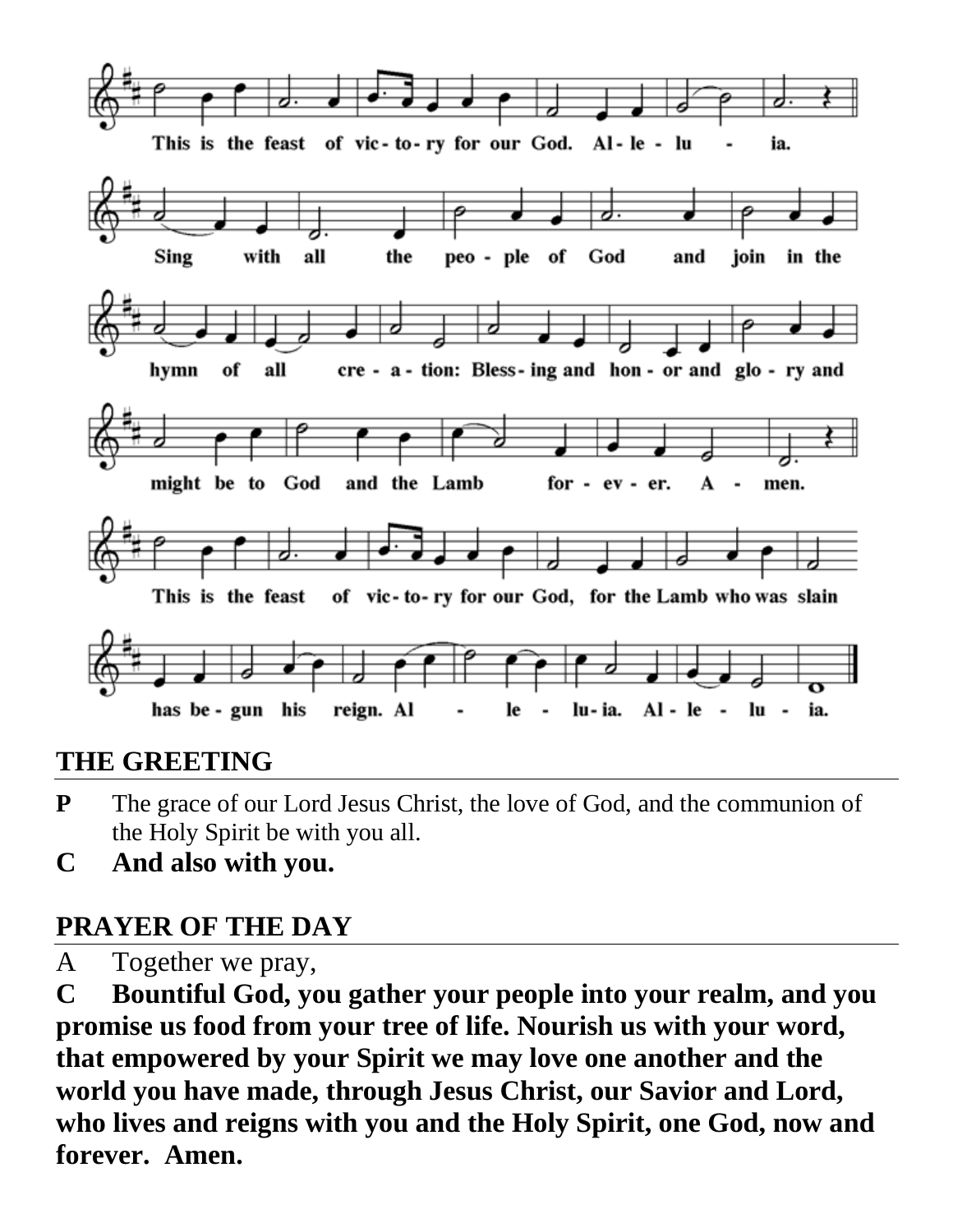This is the feast of victory for our God. Alleluia.

Sing with all the people of God and join in the hymn of all creation: Blessing and honor and glory and might be to God and the Lamb forever. Amen.

This is the feast of victory for our God, for the Lamb who was slain has begun his reign. Alleluia. Alleluia.

## THE GREETING

**P** The grace of our Lord Jesus Christ, the love of God, and the communion of the Holy Spirit be with you all.

**C And also with you.**

## PRAYER OF THE DAY

A Together we pray,

**C Bountiful God, you gather your people into your realm, and you promise us food from your tree of life. Nourish us with your word, that empowered by your Spirit we may love one another and the world you have made, through Jesus Christ, our Savior and Lord, who lives and reigns with you and the Holy Spirit, one God, now and forever. Amen.**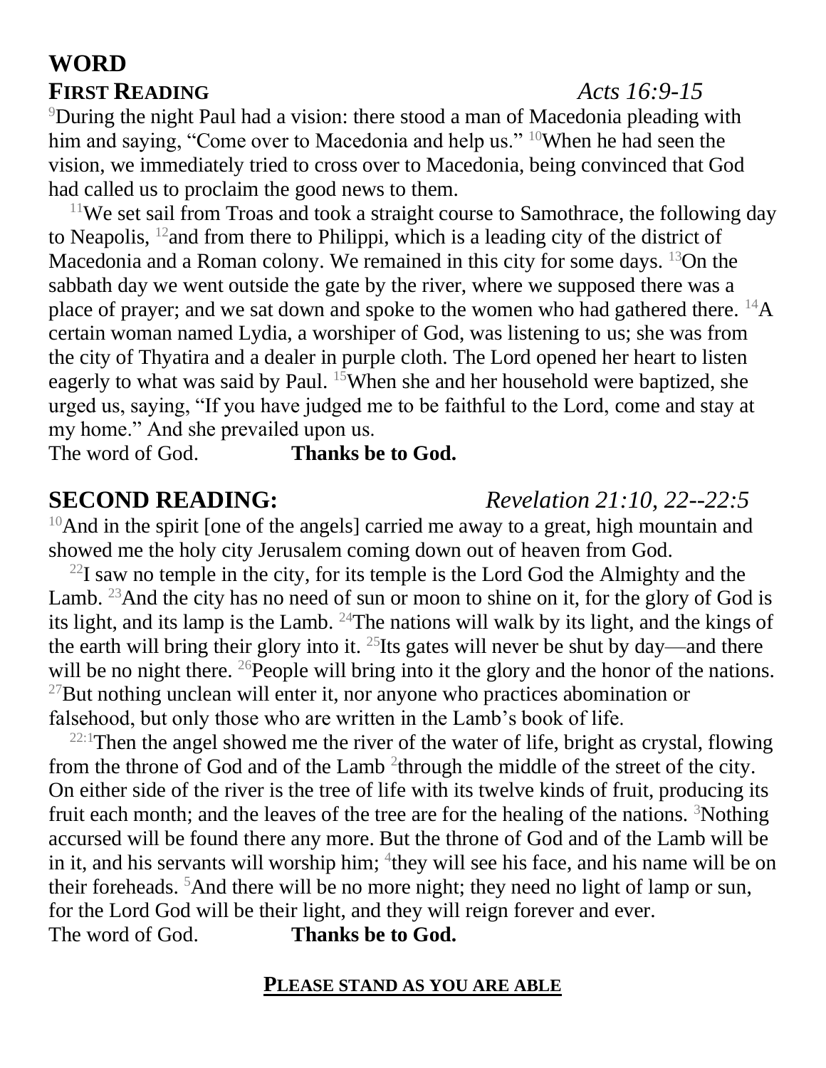# WORD

## FIRST READING *Acts 16:9-15*

[9]During the night Paul had a vision: there stood a man of Macedonia pleading with him and saying, "Come over to Macedonia and help us." [10]When he had seen the vision, we immediately tried to cross over to Macedonia, being convinced that God had called us to proclaim the good news to them.

[11]We set sail from Troas and took a straight course to Samothrace, the following day to Neapolis, [12]and from there to Philippi, which is a leading city of the district of Macedonia and a Roman colony. We remained in this city for some days. [13]On the sabbath day we went outside the gate by the river, where we supposed there was a place of prayer; and we sat down and spoke to the women who had gathered there. [14]A certain woman named Lydia, a worshiper of God, was listening to us; she was from the city of Thyatira and a dealer in purple cloth. The Lord opened her heart to listen eagerly to what was said by Paul. [15]When she and her household were baptized, she urged us, saying, "If you have judged me to be faithful to the Lord, come and stay at my home." And she prevailed upon us.

The word of God. **Thanks be to God.**

## SECOND READING: *Revelation 21:10, 22--22:5*

[10]And in the spirit [one of the angels] carried me away to a great, high mountain and showed me the holy city Jerusalem coming down out of heaven from God.

[22]I saw no temple in the city, for its temple is the Lord God the Almighty and the Lamb. [23]And the city has no need of sun or moon to shine on it, for the glory of God is its light, and its lamp is the Lamb. [24]The nations will walk by its light, and the kings of the earth will bring their glory into it. [25]Its gates will never be shut by day—and there will be no night there. [26]People will bring into it the glory and the honor of the nations. [27]But nothing unclean will enter it, nor anyone who practices abomination or falsehood, but only those who are written in the Lamb's book of life.

[22:1]Then the angel showed me the river of the water of life, bright as crystal, flowing from the throne of God and of the Lamb [2]through the middle of the street of the city. On either side of the river is the tree of life with its twelve kinds of fruit, producing its fruit each month; and the leaves of the tree are for the healing of the nations. [3]Nothing accursed will be found there any more. But the throne of God and of the Lamb will be in it, and his servants will worship him; [4]they will see his face, and his name will be on their foreheads. [5]And there will be no more night; they need no light of lamp or sun, for the Lord God will be their light, and they will reign forever and ever.

The word of God. **Thanks be to God.**

**PLEASE STAND AS YOU ARE ABLE**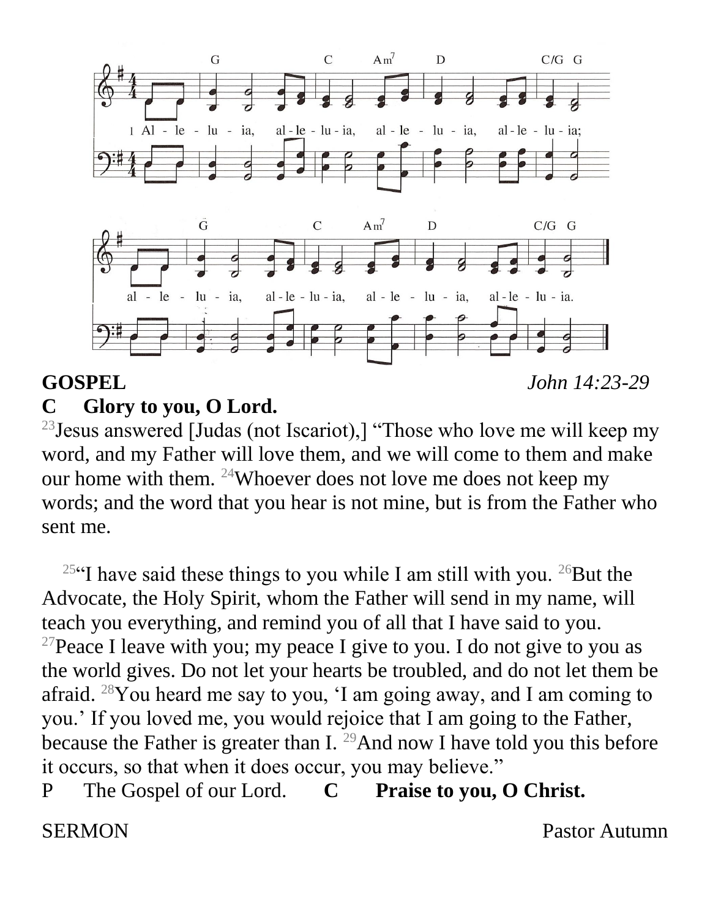1 Al - le - lu - ia, al - le - lu - ia, al - le - lu - ia, al - le - lu - ia;

al - le - lu - ia, al - le - lu - ia, al - le - lu - ia, al - le - lu - ia.

**GOSPEL** *John 14:23-29*

**C Glory to you, O Lord.**

[23]Jesus answered [Judas (not Iscariot),] "Those who love me will keep my word, and my Father will love them, and we will come to them and make our home with them. [24]Whoever does not love me does not keep my words; and the word that you hear is not mine, but is from the Father who sent me.

[25]"I have said these things to you while I am still with you. [26]But the Advocate, the Holy Spirit, whom the Father will send in my name, will teach you everything, and remind you of all that I have said to you. [27]Peace I leave with you; my peace I give to you. I do not give to you as the world gives. Do not let your hearts be troubled, and do not let them be afraid. [28]You heard me say to you, 'I am going away, and I am coming to you.' If you loved me, you would rejoice that I am going to the Father, because the Father is greater than I. [29]And now I have told you this before it occurs, so that when it does occur, you may believe."

P The Gospel of our Lord. **C Praise to you, O Christ.**

SERMON Pastor Autumn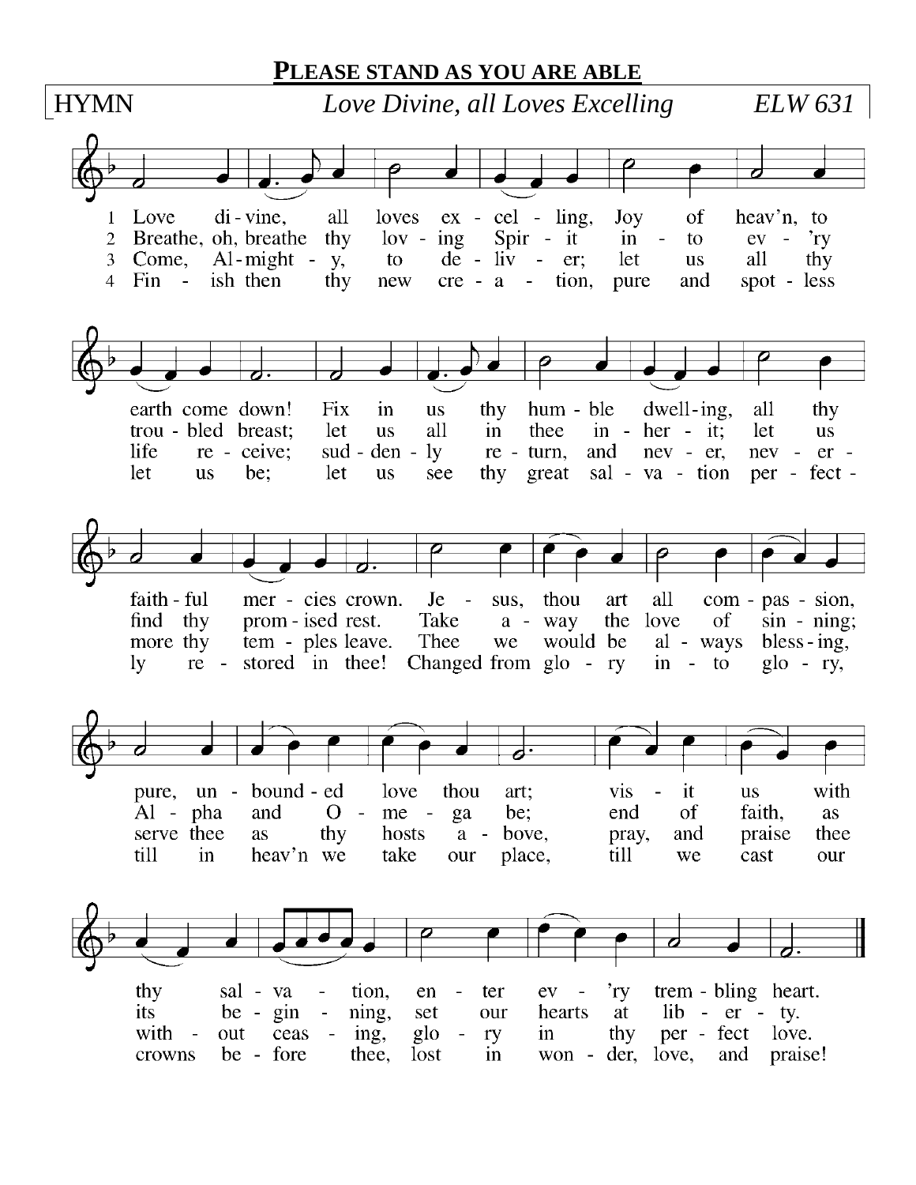**PLEASE STAND AS YOU ARE ABLE**

HYMN *Love Divine, all Loves Excelling* *ELW 631*

1 Love divine, all loves excelling, Joy of heav'n, to earth come down! Fix in us thy humble dwelling, all thy faithful mercies crown. Jesus, thou art all compassion, pure, unbounded love thou art; visit us with thy salvation, enter every trembling heart.

2 Breathe, oh, breathe thy loving Spirit into ev'ry troubled breast; let us all in thee inherit; let us find thy promised rest. Take away the love of sinning; Alpha and Omega be; end of faith, as its beginning, set our hearts at liberty.

3 Come, Almighty, to deliver; let us all thy life receive; suddenly return, and never, nevermore thy temples leave. Thee we would be always blessing, serve thee as thy hosts above, pray, and praise thee without ceasing, glory in thy perfect love.

4 Finish then thy new creation, pure and spotless let us be; let us see thy great salvation perfectly restored in thee! Changed from glory into glory, till in heav'n we take our place, till we cast our crowns before thee, lost in wonder, love, and praise!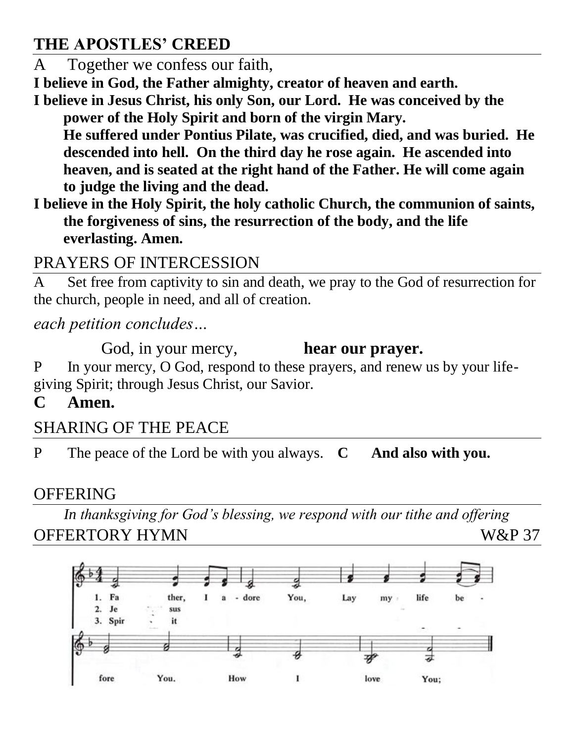## THE APOSTLES' CREED

A Together we confess our faith,

**I believe in God, the Father almighty, creator of heaven and earth.**

**I believe in Jesus Christ, his only Son, our Lord. He was conceived by the power of the Holy Spirit and born of the virgin Mary.**
**He suffered under Pontius Pilate, was crucified, died, and was buried. He descended into hell. On the third day he rose again. He ascended into heaven, and is seated at the right hand of the Father. He will come again to judge the living and the dead.**

**I believe in the Holy Spirit, the holy catholic Church, the communion of saints, the forgiveness of sins, the resurrection of the body, and the life everlasting. Amen.**

## PRAYERS OF INTERCESSION

A Set free from captivity to sin and death, we pray to the God of resurrection for the church, people in need, and all of creation.

*each petition concludes…*

God, in your mercy, **hear our prayer.**

P In your mercy, O God, respond to these prayers, and renew us by your life-giving Spirit; through Jesus Christ, our Savior.

**C Amen.**

## SHARING OF THE PEACE

P The peace of the Lord be with you always. **C And also with you.**

## OFFERING

*In thanksgiving for God's blessing, we respond with our tithe and offering*

## OFFERTORY HYMN W&P 37

1. Father, I adore You, Lay my life before You. How I love You;
2. Jesus
3. Spirit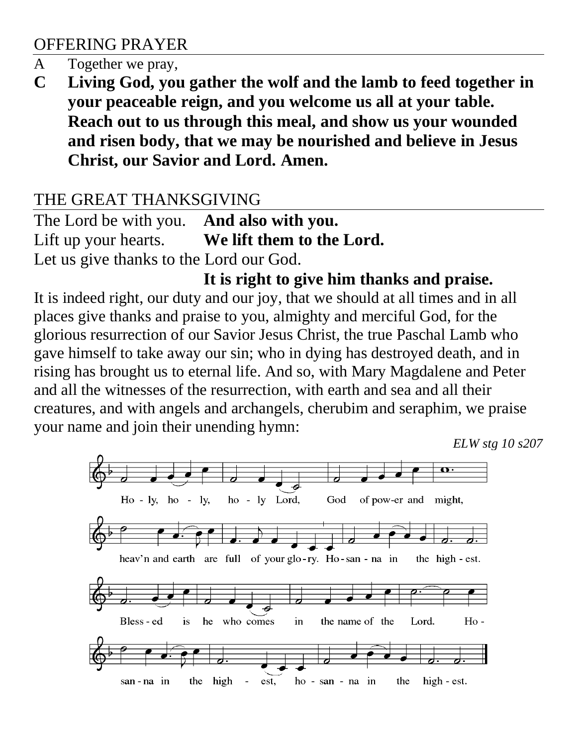## OFFERING PRAYER

A Together we pray,

**C Living God, you gather the wolf and the lamb to feed together in your peaceable reign, and you welcome us all at your table. Reach out to us through this meal, and show us your wounded and risen body, that we may be nourished and believe in Jesus Christ, our Savior and Lord. Amen.**

## THE GREAT THANKSGIVING

The Lord be with you. **And also with you.**

Lift up your hearts. **We lift them to the Lord.**

Let us give thanks to the Lord our God.

**It is right to give him thanks and praise.**

It is indeed right, our duty and our joy, that we should at all times and in all places give thanks and praise to you, almighty and merciful God, for the glorious resurrection of our Savior Jesus Christ, the true Paschal Lamb who gave himself to take away our sin; who in dying has destroyed death, and in rising has brought us to eternal life. And so, with Mary Magdalene and Peter and all the witnesses of the resurrection, with earth and sea and all their creatures, and with angels and archangels, cherubim and seraphim, we praise your name and join their unending hymn:

*ELW stg 10 s207*

Holy, holy, holy Lord, God of power and might, heav'n and earth are full of your glory. Hosanna in the highest. Blessed is he who comes in the name of the Lord. Hosanna in the highest, hosanna in the highest.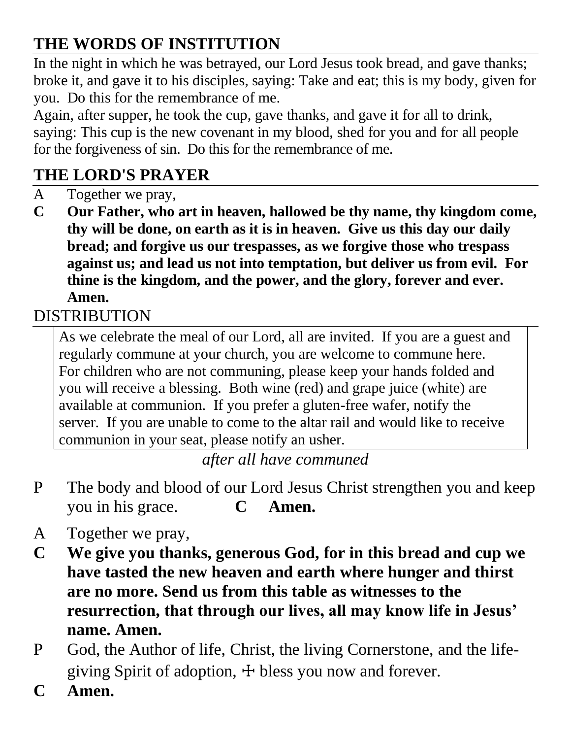## THE WORDS OF INSTITUTION

In the night in which he was betrayed, our Lord Jesus took bread, and gave thanks; broke it, and gave it to his disciples, saying: Take and eat; this is my body, given for you. Do this for the remembrance of me.

Again, after supper, he took the cup, gave thanks, and gave it for all to drink, saying: This cup is the new covenant in my blood, shed for you and for all people for the forgiveness of sin. Do this for the remembrance of me.

## THE LORD'S PRAYER

A Together we pray,

**C Our Father, who art in heaven, hallowed be thy name, thy kingdom come, thy will be done, on earth as it is in heaven. Give us this day our daily bread; and forgive us our trespasses, as we forgive those who trespass against us; and lead us not into temptation, but deliver us from evil. For thine is the kingdom, and the power, and the glory, forever and ever. Amen.**

DISTRIBUTION

> As we celebrate the meal of our Lord, all are invited. If you are a guest and regularly commune at your church, you are welcome to commune here. For children who are not communing, please keep your hands folded and you will receive a blessing. Both wine (red) and grape juice (white) are available at communion. If you prefer a gluten-free wafer, notify the server. If you are unable to come to the altar rail and would like to receive communion in your seat, please notify an usher.

*after all have communed*

P The body and blood of our Lord Jesus Christ strengthen you and keep you in his grace. **C Amen.**

A Together we pray,

**C We give you thanks, generous God, for in this bread and cup we have tasted the new heaven and earth where hunger and thirst are no more. Send us from this table as witnesses to the resurrection, that through our lives, all may know life in Jesus' name. Amen.**

P God, the Author of life, Christ, the living Cornerstone, and the life-giving Spirit of adoption, ☩ bless you now and forever.

**C Amen.**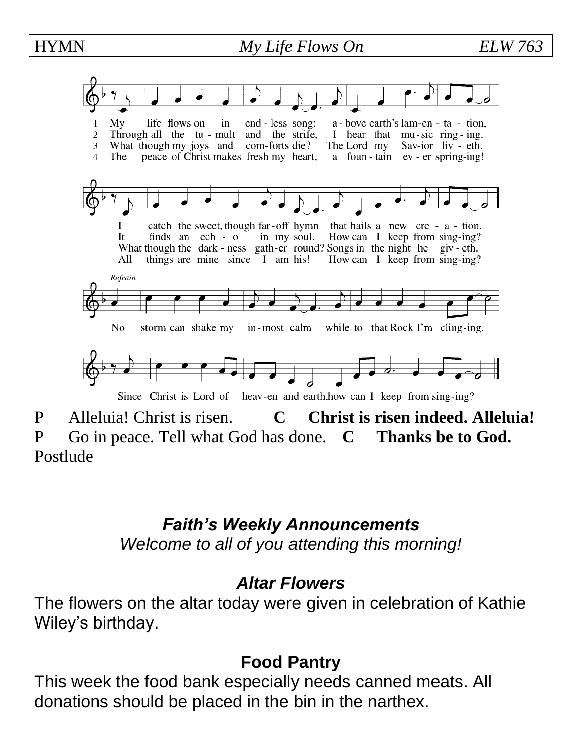HYMN *My Life Flows On* *ELW 763*

1 My life flows on in end-less song; a-bove earth's lam-en-ta-tion,
2 Through all the tu-mult and the strife, I hear that mu-sic ring-ing.
3 What though my joys and com-forts die? The Lord my Sav-ior liv-eth.
4 The peace of Christ makes fresh my heart, a foun-tain ev-er spring-ing!

I catch the sweet, though far-off hymn that hails a new cre-a-tion.
It finds an ech-o in my soul. How can I keep from sing-ing?
What though the dark-ness gath-er round? Songs in the night he giv-eth.
All things are mine since I am his! How can I keep from sing-ing?

*Refrain*

No storm can shake my in-most calm while to that Rock I'm cling-ing.

Since Christ is Lord of heav-en and earth, how can I keep from sing-ing?

P Alleluia! Christ is risen. **C Christ is risen indeed. Alleluia!**
P Go in peace. Tell what God has done. **C Thanks be to God.**
Postlude

## *Faith's Weekly Announcements*

*Welcome to all of you attending this morning!*

### *Altar Flowers*

The flowers on the altar today were given in celebration of Kathie Wiley's birthday.

### Food Pantry

This week the food bank especially needs canned meats. All donations should be placed in the bin in the narthex.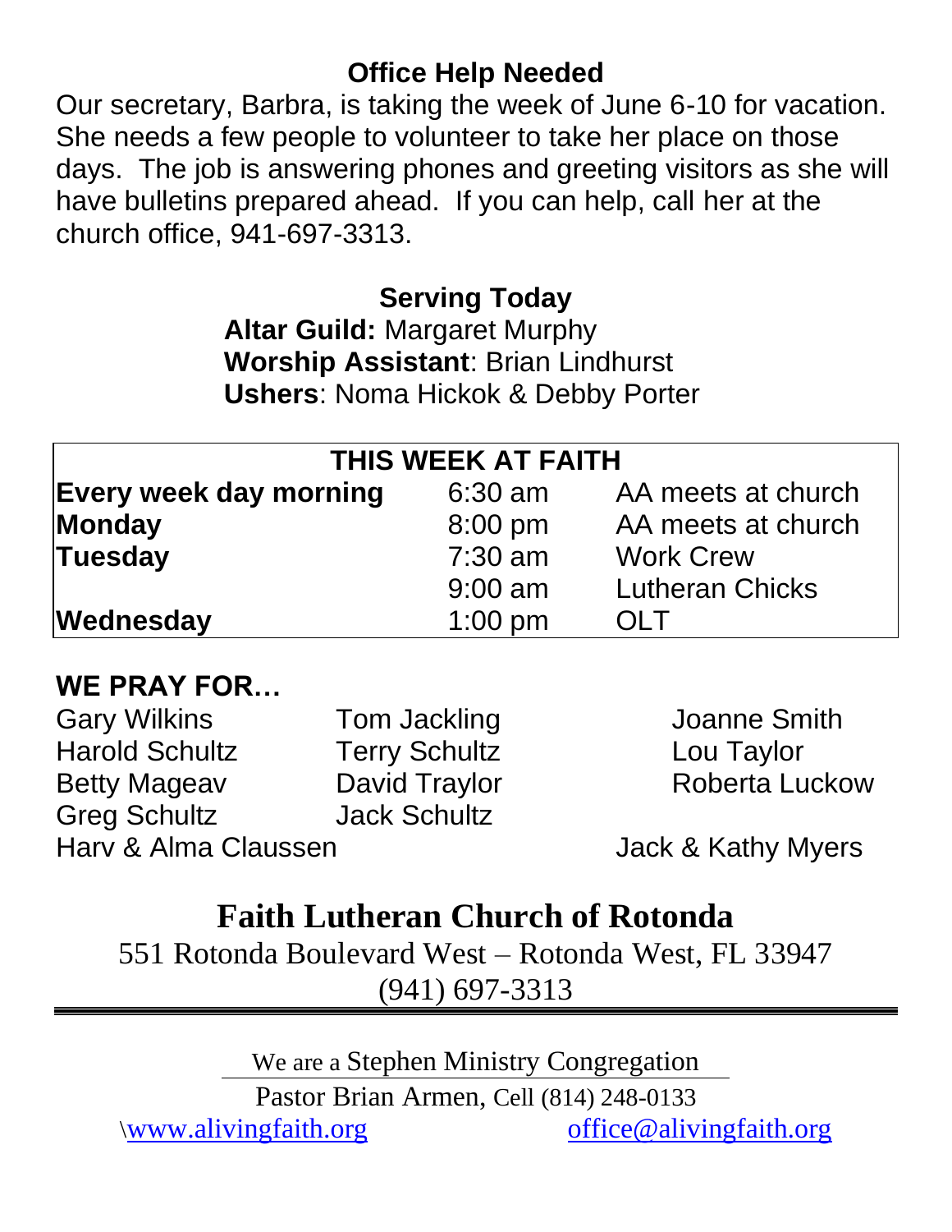## Office Help Needed

Our secretary, Barbra, is taking the week of June 6-10 for vacation. She needs a few people to volunteer to take her place on those days. The job is answering phones and greeting visitors as she will have bulletins prepared ahead. If you can help, call her at the church office, 941-697-3313.

## Serving Today

**Altar Guild:** Margaret Murphy
**Worship Assistant**: Brian Lindhurst
**Ushers**: Noma Hickok & Debby Porter

| THIS WEEK AT FAITH | | |
|---|---|---|
| **Every week day morning** | 6:30 am | AA meets at church |
| **Monday** | 8:00 pm | AA meets at church |
| **Tuesday** | 7:30 am | Work Crew |
| | 9:00 am | Lutheran Chicks |
| **Wednesday** | 1:00 pm | OLT |

## WE PRAY FOR…

Gary Wilkins
Tom Jackling
Joanne Smith
Harold Schultz
Terry Schultz
Lou Taylor
Betty Mageav
David Traylor
Roberta Luckow
Greg Schultz
Jack Schultz
Harv & Alma Claussen
Jack & Kathy Myers

# Faith Lutheran Church of Rotonda

551 Rotonda Boulevard West – Rotonda West, FL 33947
(941) 697-3313

We are a Stephen Ministry Congregation

Pastor Brian Armen, Cell (814) 248-0133

\www.alivingfaith.org office@alivingfaith.org